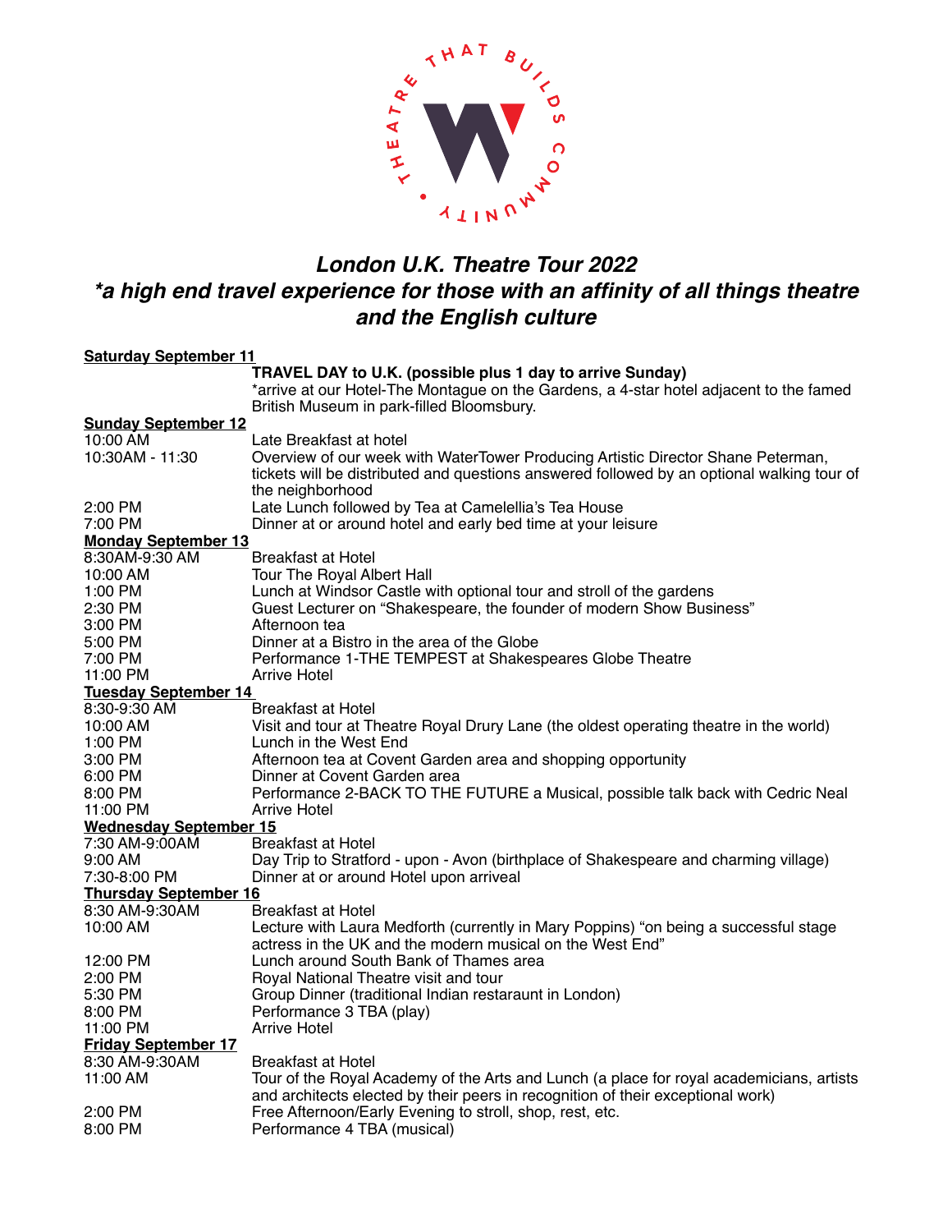THEATRE THAT BUILDS COMMUNITY

# *London U.K. Theatre Tour 2022*
## *\*a high end travel experience for those with an affinity of all things theatre and the English culture*

**Saturday September 11**

| | |
|---|---|
| | **TRAVEL DAY to U.K. (possible plus 1 day to arrive Sunday)** *arrive at our Hotel-The Montague on the Gardens, a 4-star hotel adjacent to the famed British Museum in park-filled Bloomsbury. |

**Sunday September 12**

| | |
|---|---|
| 10:00 AM | Late Breakfast at hotel |
| 10:30AM - 11:30 | Overview of our week with WaterTower Producing Artistic Director Shane Peterman, tickets will be distributed and questions answered followed by an optional walking tour of the neighborhood |
| 2:00 PM | Late Lunch followed by Tea at Camelellia's Tea House |
| 7:00 PM | Dinner at or around hotel and early bed time at your leisure |

**Monday September 13**

| | |
|---|---|
| 8:30AM-9:30 AM | Breakfast at Hotel |
| 10:00 AM | Tour The Royal Albert Hall |
| 1:00 PM | Lunch at Windsor Castle with optional tour and stroll of the gardens |
| 2:30 PM | Guest Lecturer on "Shakespeare, the founder of modern Show Business" |
| 3:00 PM | Afternoon tea |
| 5:00 PM | Dinner at a Bistro in the area of the Globe |
| 7:00 PM | Performance 1-THE TEMPEST at Shakespeares Globe Theatre |
| 11:00 PM | Arrive Hotel |

**Tuesday September 14**

| | |
|---|---|
| 8:30-9:30 AM | Breakfast at Hotel |
| 10:00 AM | Visit and tour at Theatre Royal Drury Lane (the oldest operating theatre in the world) |
| 1:00 PM | Lunch in the West End |
| 3:00 PM | Afternoon tea at Covent Garden area and shopping opportunity |
| 6:00 PM | Dinner at Covent Garden area |
| 8:00 PM | Performance 2-BACK TO THE FUTURE a Musical, possible talk back with Cedric Neal |
| 11:00 PM | Arrive Hotel |

**Wednesday September 15**

| | |
|---|---|
| 7:30 AM-9:00AM | Breakfast at Hotel |
| 9:00 AM | Day Trip to Stratford - upon - Avon (birthplace of Shakespeare and charming village) |
| 7:30-8:00 PM | Dinner at or around Hotel upon arriveal |

**Thursday September 16**

| | |
|---|---|
| 8:30 AM-9:30AM | Breakfast at Hotel |
| 10:00 AM | Lecture with Laura Medforth (currently in Mary Poppins) "on being a successful stage actress in the UK and the modern musical on the West End" |
| 12:00 PM | Lunch around South Bank of Thames area |
| 2:00 PM | Royal National Theatre visit and tour |
| 5:30 PM | Group Dinner (traditional Indian restaraunt in London) |
| 8:00 PM | Performance 3 TBA (play) |
| 11:00 PM | Arrive Hotel |

**Friday September 17**

| | |
|---|---|
| 8:30 AM-9:30AM | Breakfast at Hotel |
| 11:00 AM | Tour of the Royal Academy of the Arts and Lunch (a place for royal academicians, artists and architects elected by their peers in recognition of their exceptional work) |
| 2:00 PM | Free Afternoon/Early Evening to stroll, shop, rest, etc. |
| 8:00 PM | Performance 4 TBA (musical) |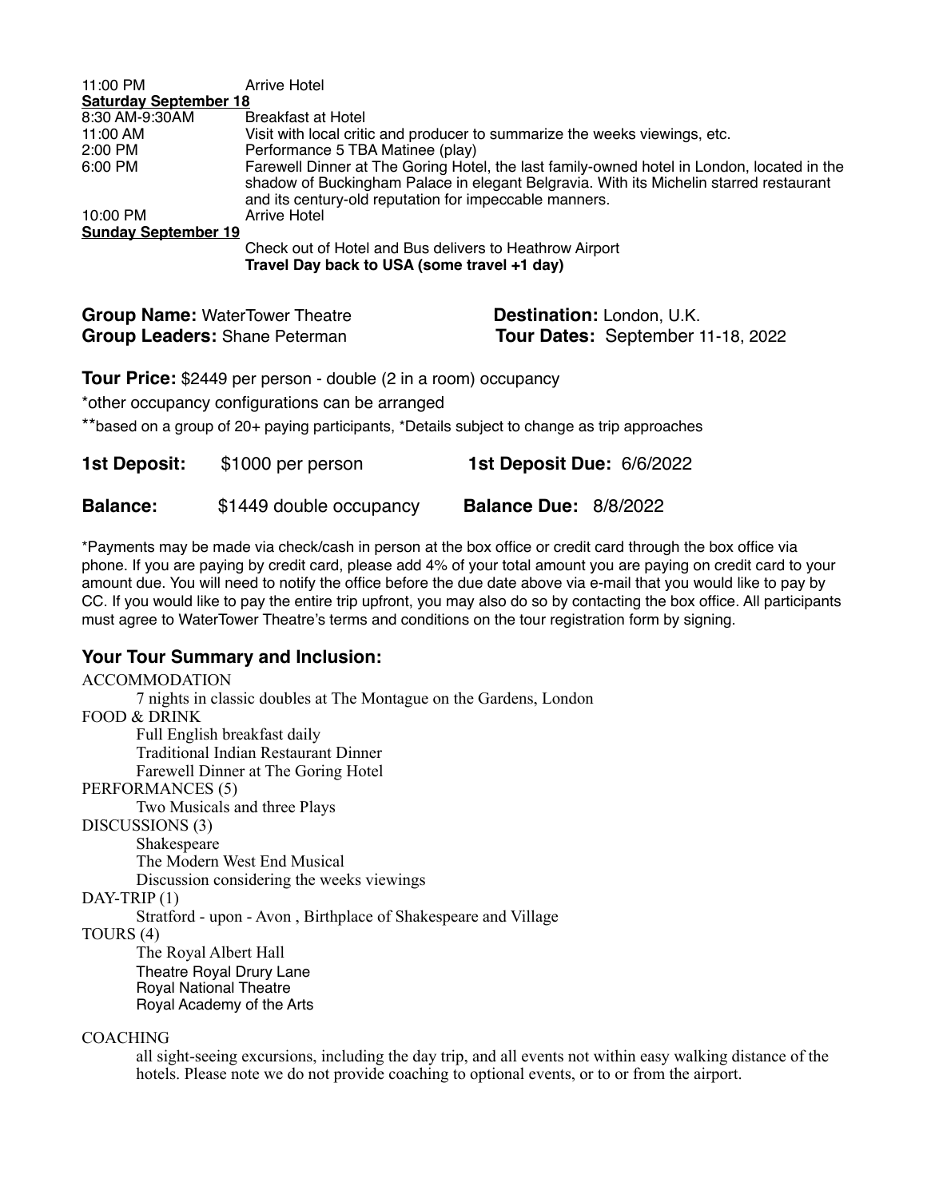| | |
|---|---|
| 11:00 PM | Arrive Hotel |
| **Saturday September 18** | |
| 8:30 AM-9:30AM | Breakfast at Hotel |
| 11:00 AM | Visit with local critic and producer to summarize the weeks viewings, etc. |
| 2:00 PM | Performance 5 TBA Matinee (play) |
| 6:00 PM | Farewell Dinner at The Goring Hotel, the last family-owned hotel in London, located in the shadow of Buckingham Palace in elegant Belgravia. With its Michelin starred restaurant and its century-old reputation for impeccable manners. |
| 10:00 PM | Arrive Hotel |
| **Sunday September 19** | |
| | Check out of Hotel and Bus delivers to Heathrow Airport |
| | **Travel Day back to USA (some travel +1 day)** |

**Group Name:** WaterTower Theatre

**Group Leaders:** Shane Peterman

**Destination:** London, U.K.

**Tour Dates:** September 11-18, 2022

**Tour Price:** $2449 per person - double (2 in a room) occupancy

*other occupancy configurations can be arranged

**based on a group of 20+ paying participants, *Details subject to change as trip approaches

| | | | |
|---|---|---|---|
| **1st Deposit:** | $1000 per person | **1st Deposit Due:** | 6/6/2022 |
| **Balance:** | $1449 double occupancy | **Balance Due:** | 8/8/2022 |

*Payments may be made via check/cash in person at the box office or credit card through the box office via phone. If you are paying by credit card, please add 4% of your total amount you are paying on credit card to your amount due. You will need to notify the office before the due date above via e-mail that you would like to pay by CC. If you would like to pay the entire trip upfront, you may also do so by contacting the box office. All participants must agree to WaterTower Theatre's terms and conditions on the tour registration form by signing.

## Your Tour Summary and Inclusion:

ACCOMMODATION

- 7 nights in classic doubles at The Montague on the Gardens, London

FOOD & DRINK

- Full English breakfast daily
- Traditional Indian Restaurant Dinner
- Farewell Dinner at The Goring Hotel

PERFORMANCES (5)

- Two Musicals and three Plays

DISCUSSIONS (3)

- Shakespeare
- The Modern West End Musical
- Discussion considering the weeks viewings

DAY-TRIP (1)

- Stratford - upon - Avon , Birthplace of Shakespeare and Village

TOURS (4)

- The Royal Albert Hall
- Theatre Royal Drury Lane
- Royal National Theatre
- Royal Academy of the Arts

COACHING

all sight-seeing excursions, including the day trip, and all events not within easy walking distance of the hotels. Please note we do not provide coaching to optional events, or to or from the airport.